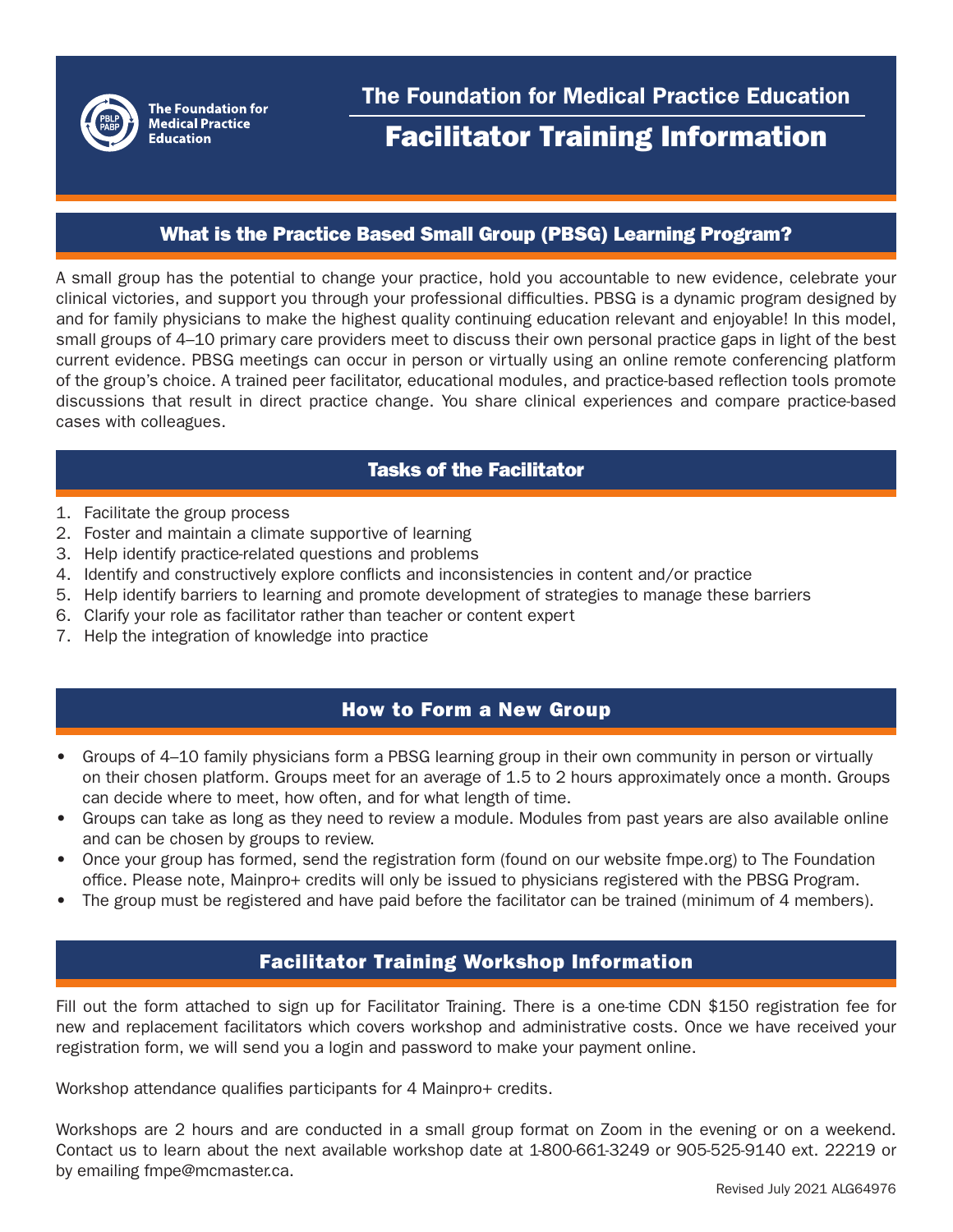The Foundation for Medical Practice Education

# The Foundation for Medical Practice Education

# Facilitator Training Information

## What is the Practice Based Small Group (PBSG) Learning Program?

A small group has the potential to change your practice, hold you accountable to new evidence, celebrate your clinical victories, and support you through your professional difficulties. PBSG is a dynamic program designed by and for family physicians to make the highest quality continuing education relevant and enjoyable! In this model, small groups of 4–10 primary care providers meet to discuss their own personal practice gaps in light of the best current evidence. PBSG meetings can occur in person or virtually using an online remote conferencing platform of the group's choice. A trained peer facilitator, educational modules, and practice-based reflection tools promote discussions that result in direct practice change. You share clinical experiences and compare practice-based cases with colleagues.

## Tasks of the Facilitator

1. Facilitate the group process
2. Foster and maintain a climate supportive of learning
3. Help identify practice-related questions and problems
4. Identify and constructively explore conflicts and inconsistencies in content and/or practice
5. Help identify barriers to learning and promote development of strategies to manage these barriers
6. Clarify your role as facilitator rather than teacher or content expert
7. Help the integration of knowledge into practice

## How to Form a New Group

- Groups of 4–10 family physicians form a PBSG learning group in their own community in person or virtually on their chosen platform. Groups meet for an average of 1.5 to 2 hours approximately once a month. Groups can decide where to meet, how often, and for what length of time.
- Groups can take as long as they need to review a module. Modules from past years are also available online and can be chosen by groups to review.
- Once your group has formed, send the registration form (found on our website fmpe.org) to The Foundation office. Please note, Mainpro+ credits will only be issued to physicians registered with the PBSG Program.
- The group must be registered and have paid before the facilitator can be trained (minimum of 4 members).

## Facilitator Training Workshop Information

Fill out the form attached to sign up for Facilitator Training. There is a one-time CDN $150 registration fee for new and replacement facilitators which covers workshop and administrative costs. Once we have received your registration form, we will send you a login and password to make your payment online.

Workshop attendance qualifies participants for 4 Mainpro+ credits.

Workshops are 2 hours and are conducted in a small group format on Zoom in the evening or on a weekend. Contact us to learn about the next available workshop date at 1-800-661-3249 or 905-525-9140 ext. 22219 or by emailing fmpe@mcmaster.ca.

Revised July 2021 ALG64976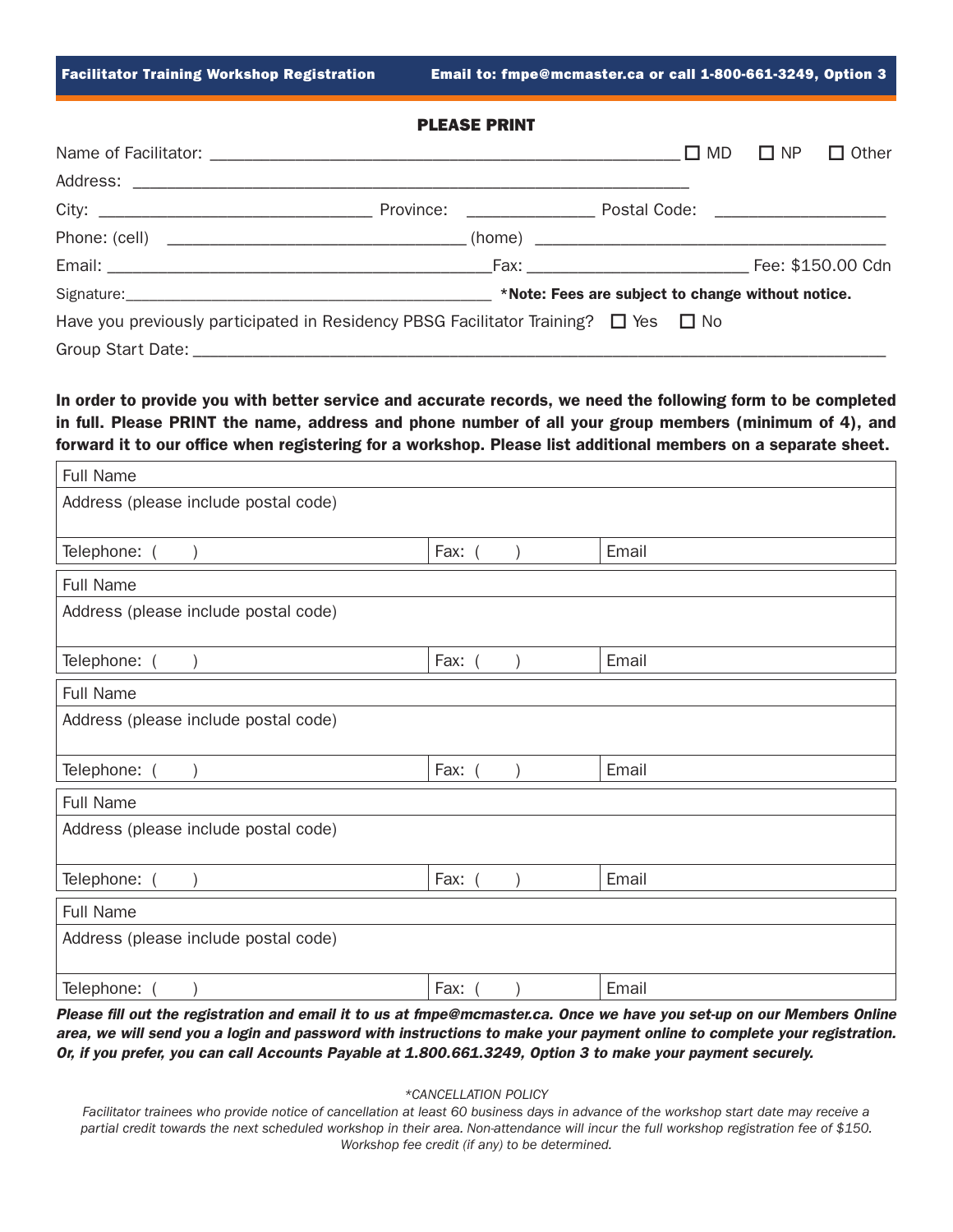**Facilitator Training Workshop Registration** **Email to: fmpe@mcmaster.ca or call 1-800-661-3249, Option 3**

**PLEASE PRINT**

Name of Facilitator: ____________________________________________ ☐ MD ☐ NP ☐ Other

Address: ____________________________________________________

City: __________________________ Province: ____________ Postal Code: ________________

Phone: (cell) ____________________________ (home) __________________________________

Email: ______________________________________Fax: _____________________ Fee: $150.00 Cdn

Signature:____________________________________ ***Note: Fees are subject to change without notice.**

Have you previously participated in Residency PBSG Facilitator Training? ☐ Yes ☐ No

Group Start Date: _________________________________________________________________

**In order to provide you with better service and accurate records, we need the following form to be completed in full. Please PRINT the name, address and phone number of all your group members (minimum of 4), and forward it to our office when registering for a workshop. Please list additional members on a separate sheet.**

| | | |
|---|---|---|
| Full Name | | |
| Address (please include postal code) | | |
| Telephone: ( ) | Fax: ( ) | Email |

| | | |
|---|---|---|
| Full Name | | |
| Address (please include postal code) | | |
| Telephone: ( ) | Fax: ( ) | Email |

| | | |
|---|---|---|
| Full Name | | |
| Address (please include postal code) | | |
| Telephone: ( ) | Fax: ( ) | Email |

| | | |
|---|---|---|
| Full Name | | |
| Address (please include postal code) | | |
| Telephone: ( ) | Fax: ( ) | Email |

| | | |
|---|---|---|
| Full Name | | |
| Address (please include postal code) | | |
| Telephone: ( ) | Fax: ( ) | Email |

***Please fill out the registration and email it to us at fmpe@mcmaster.ca. Once we have you set-up on our Members Online area, we will send you a login and password with instructions to make your payment online to complete your registration. Or, if you prefer, you can call Accounts Payable at 1.800.661.3249, Option 3 to make your payment securely.***

*\*CANCELLATION POLICY*

*Facilitator trainees who provide notice of cancellation at least 60 business days in advance of the workshop start date may receive a partial credit towards the next scheduled workshop in their area. Non-attendance will incur the full workshop registration fee of $150. Workshop fee credit (if any) to be determined.*